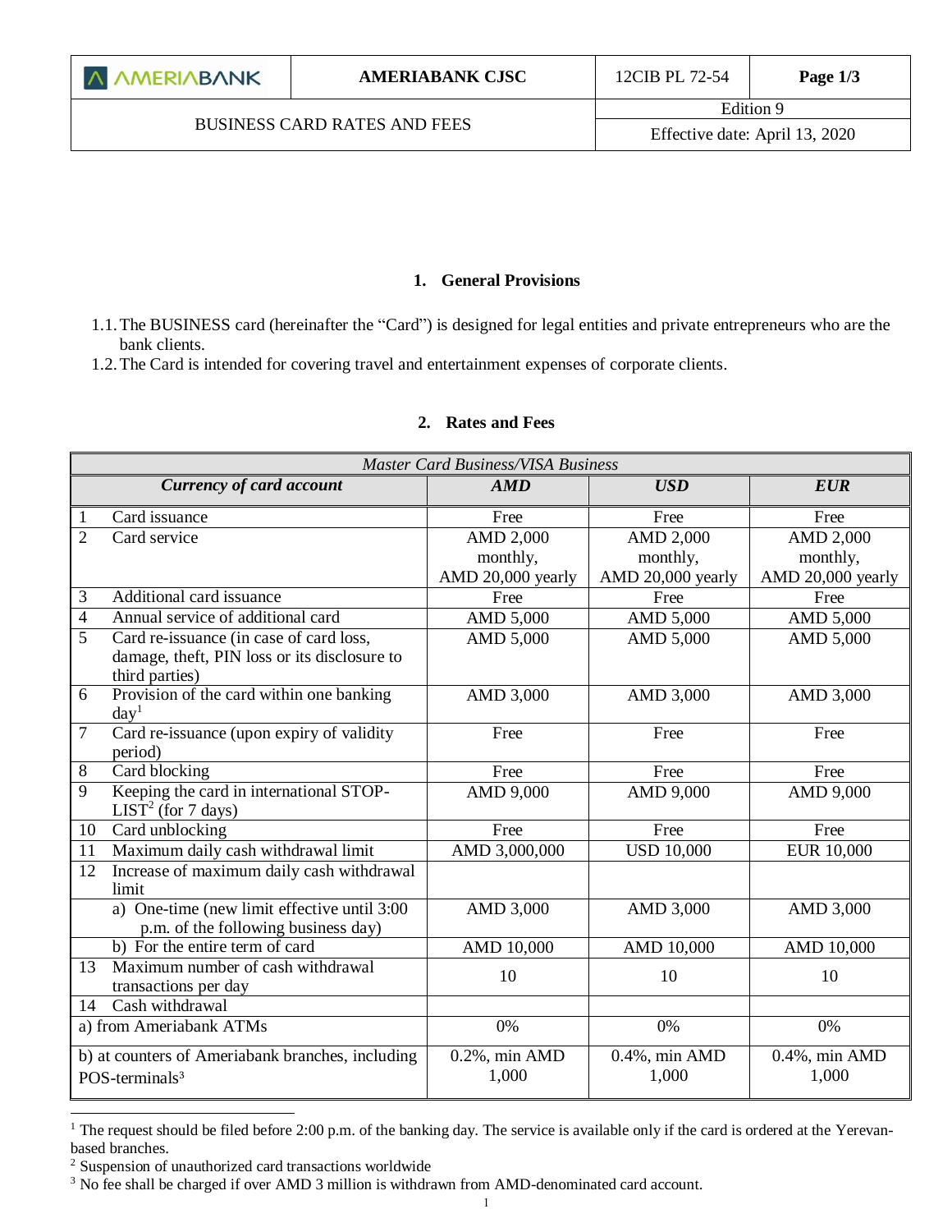| AMERIABANK | AMERIABANK CJSC | 12CIB PL 72-54 | |
|---|---|---|---|
| BUSINESS CARD RATES AND FEES | | Edition 9 | |
| | | Effective date: April 13, 2020 | |

## 1. General Provisions

1.1. The BUSINESS card (hereinafter the "Card") is designed for legal entities and private entrepreneurs who are the bank clients.

1.2. The Card is intended for covering travel and entertainment expenses of corporate clients.

## 2. Rates and Fees

| *Master Card Business/VISA Business* | | | | |
|---|---|---|---|---|
| | ***Currency of card account*** | ***AMD*** | ***USD*** | ***EUR*** |
| 1 | Card issuance | Free | Free | Free |
| 2 | Card service | AMD 2,000 monthly, AMD 20,000 yearly | AMD 2,000 monthly, AMD 20,000 yearly | AMD 2,000 monthly, AMD 20,000 yearly |
| 3 | Additional card issuance | Free | Free | Free |
| 4 | Annual service of additional card | AMD 5,000 | AMD 5,000 | AMD 5,000 |
| 5 | Card re-issuance (in case of card loss, damage, theft, PIN loss or its disclosure to third parties) | AMD 5,000 | AMD 5,000 | AMD 5,000 |
| 6 | Provision of the card within one banking day[1] | AMD 3,000 | AMD 3,000 | AMD 3,000 |
| 7 | Card re-issuance (upon expiry of validity period) | Free | Free | Free |
| 8 | Card blocking | Free | Free | Free |
| 9 | Keeping the card in international STOP-LIST[2] (for 7 days) | AMD 9,000 | AMD 9,000 | AMD 9,000 |
| 10 | Card unblocking | Free | Free | Free |
| 11 | Maximum daily cash withdrawal limit | AMD 3,000,000 | USD 10,000 | EUR 10,000 |
| 12 | Increase of maximum daily cash withdrawal limit | | | |
| | a) One-time (new limit effective until 3:00 p.m. of the following business day) | AMD 3,000 | AMD 3,000 | AMD 3,000 |
| | b) For the entire term of card | AMD 10,000 | AMD 10,000 | AMD 10,000 |
| 13 | Maximum number of cash withdrawal transactions per day | 10 | 10 | 10 |
| 14 | Cash withdrawal | | | |
| | a) from Ameriabank ATMs | 0% | 0% | 0% |
| | b) at counters of Ameriabank branches, including POS-terminals[3] | 0.2%, min AMD 1,000 | 0.4%, min AMD 1,000 | 0.4%, min AMD 1,000 |

[1] The request should be filed before 2:00 p.m. of the banking day. The service is available only if the card is ordered at the Yerevan-based branches.

[2] Suspension of unauthorized card transactions worldwide

[3] No fee shall be charged if over AMD 3 million is withdrawn from AMD-denominated card account.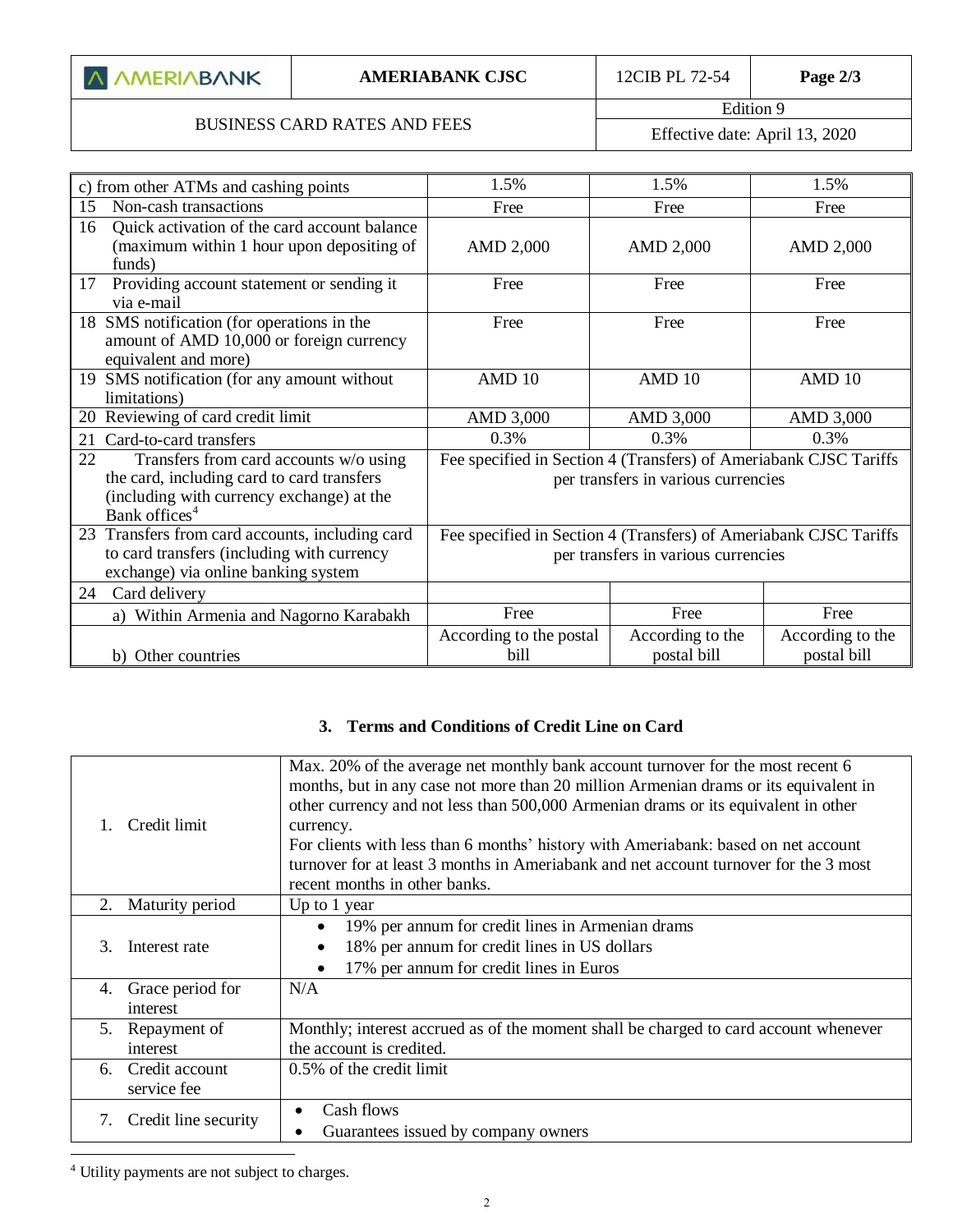| | | | |
|---|---|---|---|
| c) from other ATMs and cashing points | 1.5% | 1.5% | 1.5% |
| 15 Non-cash transactions | Free | Free | Free |
| 16 Quick activation of the card account balance (maximum within 1 hour upon depositing of funds) | AMD 2,000 | AMD 2,000 | AMD 2,000 |
| 17 Providing account statement or sending it via e-mail | Free | Free | Free |
| 18 SMS notification (for operations in the amount of AMD 10,000 or foreign currency equivalent and more) | Free | Free | Free |
| 19 SMS notification (for any amount without limitations) | AMD 10 | AMD 10 | AMD 10 |
| 20 Reviewing of card credit limit | AMD 3,000 | AMD 3,000 | AMD 3,000 |
| 21 Card-to-card transfers | 0.3% | 0.3% | 0.3% |
| 22 Transfers from card accounts w/o using the card, including card to card transfers (including with currency exchange) at the Bank offices[4] | Fee specified in Section 4 (Transfers) of Ameriabank CJSC Tariffs per transfers in various currencies | | |
| 23 Transfers from card accounts, including card to card transfers (including with currency exchange) via online banking system | Fee specified in Section 4 (Transfers) of Ameriabank CJSC Tariffs per transfers in various currencies | | |
| 24 Card delivery | | | |
| a) Within Armenia and Nagorno Karabakh | Free | Free | Free |
| b) Other countries | According to the postal bill | According to the postal bill | According to the postal bill |

## 3. Terms and Conditions of Credit Line on Card

| | |
|---|---|
| 1. Credit limit | Max. 20% of the average net monthly bank account turnover for the most recent 6 months, but in any case not more than 20 million Armenian drams or its equivalent in other currency and not less than 500,000 Armenian drams or its equivalent in other currency.<br>For clients with less than 6 months' history with Ameriabank: based on net account turnover for at least 3 months in Ameriabank and net account turnover for the 3 most recent months in other banks. |
| 2. Maturity period | Up to 1 year |
| 3. Interest rate | • 19% per annum for credit lines in Armenian drams<br>• 18% per annum for credit lines in US dollars<br>• 17% per annum for credit lines in Euros |
| 4. Grace period for interest | N/A |
| 5. Repayment of interest | Monthly; interest accrued as of the moment shall be charged to card account whenever the account is credited. |
| 6. Credit account service fee | 0.5% of the credit limit |
| 7. Credit line security | • Cash flows<br>• Guarantees issued by company owners |

[4] Utility payments are not subject to charges.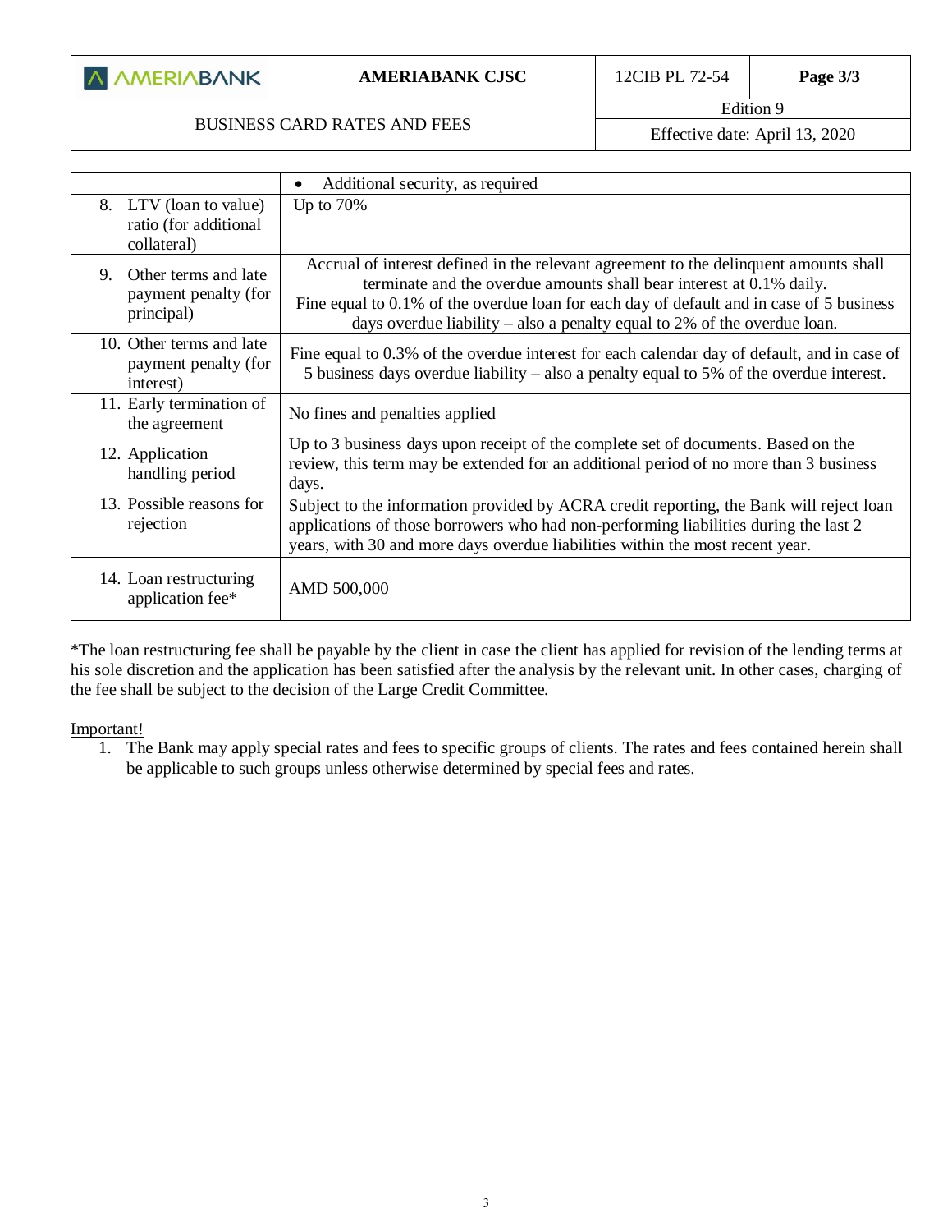| | |
|---|---|
| | • Additional security, as required |
| 8. LTV (loan to value) ratio (for additional collateral) | Up to 70% |
| 9. Other terms and late payment penalty (for principal) | Accrual of interest defined in the relevant agreement to the delinquent amounts shall terminate and the overdue amounts shall bear interest at 0.1% daily.<br>Fine equal to 0.1% of the overdue loan for each day of default and in case of 5 business days overdue liability – also a penalty equal to 2% of the overdue loan. |
| 10. Other terms and late payment penalty (for interest) | Fine equal to 0.3% of the overdue interest for each calendar day of default, and in case of 5 business days overdue liability – also a penalty equal to 5% of the overdue interest. |
| 11. Early termination of the agreement | No fines and penalties applied |
| 12. Application handling period | Up to 3 business days upon receipt of the complete set of documents. Based on the review, this term may be extended for an additional period of no more than 3 business days. |
| 13. Possible reasons for rejection | Subject to the information provided by ACRA credit reporting, the Bank will reject loan applications of those borrowers who had non-performing liabilities during the last 2 years, with 30 and more days overdue liabilities within the most recent year. |
| 14. Loan restructuring application fee* | AMD 500,000 |

*The loan restructuring fee shall be payable by the client in case the client has applied for revision of the lending terms at his sole discretion and the application has been satisfied after the analysis by the relevant unit. In other cases, charging of the fee shall be subject to the decision of the Large Credit Committee.

Important!

1. The Bank may apply special rates and fees to specific groups of clients. The rates and fees contained herein shall be applicable to such groups unless otherwise determined by special fees and rates.